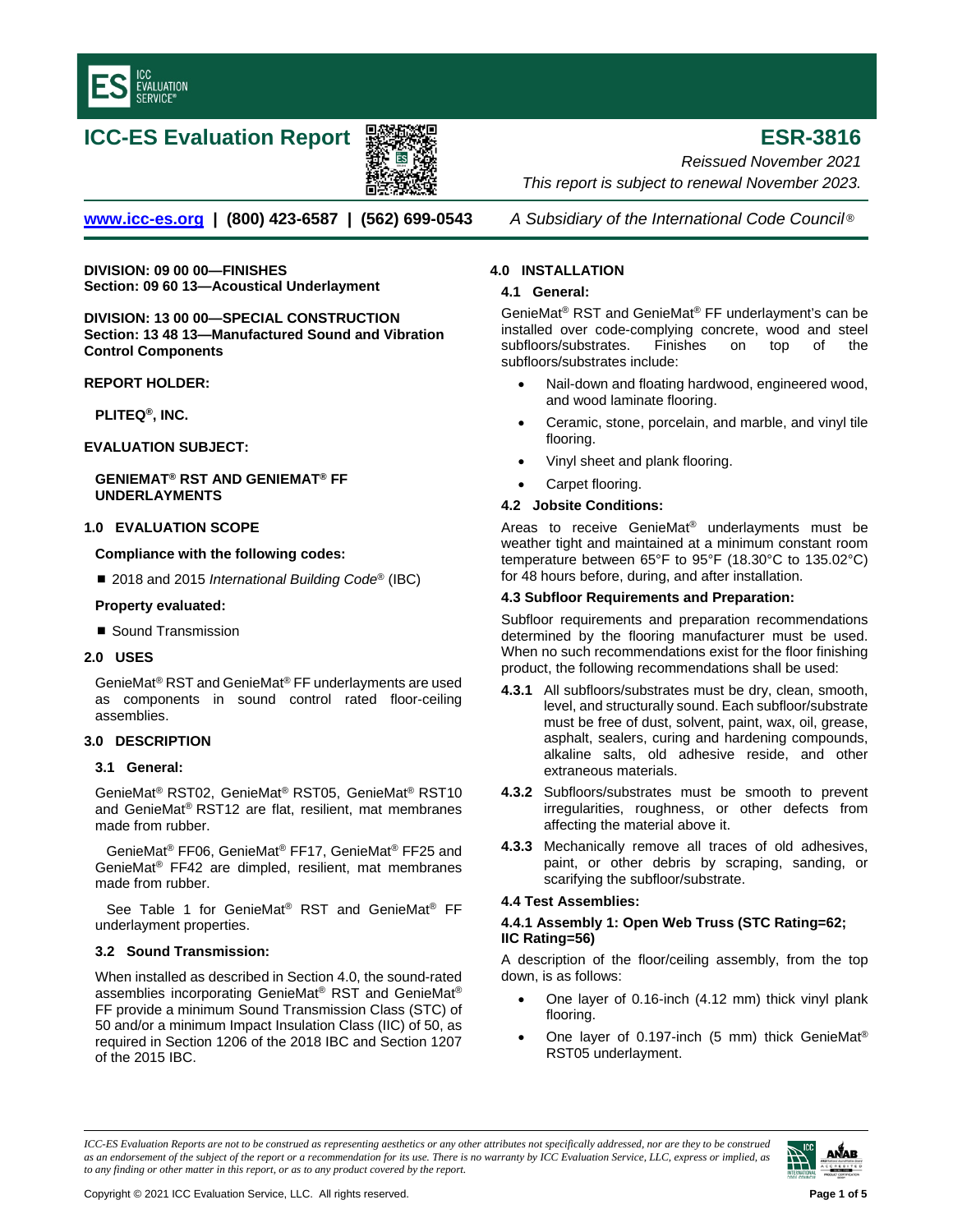# ICC-ES Evaluation Report

# ESR-3816

*Reissued November 2021*

*This report is subject to renewal November 2023.*

www.icc-es.org | (800) 423-6587 | (562) 699-0543 *A Subsidiary of the International Code Council®*

**DIVISION: 09 00 00—FINISHES**
**Section: 09 60 13—Acoustical Underlayment**

**DIVISION: 13 00 00—SPECIAL CONSTRUCTION**
**Section: 13 48 13—Manufactured Sound and Vibration Control Components**

**REPORT HOLDER:**

**PLITEQ®, INC.**

**EVALUATION SUBJECT:**

**GENIEMAT® RST AND GENIEMAT® FF UNDERLAYMENTS**

## 1.0 EVALUATION SCOPE

**Compliance with the following codes:**

- 2018 and 2015 *International Building Code®* (IBC)

**Property evaluated:**

- Sound Transmission

## 2.0 USES

GenieMat® RST and GenieMat® FF underlayments are used as components in sound control rated floor-ceiling assemblies.

## 3.0 DESCRIPTION

### 3.1 General:

GenieMat® RST02, GenieMat® RST05, GenieMat® RST10 and GenieMat® RST12 are flat, resilient, mat membranes made from rubber.

GenieMat® FF06, GenieMat® FF17, GenieMat® FF25 and GenieMat® FF42 are dimpled, resilient, mat membranes made from rubber.

See Table 1 for GenieMat® RST and GenieMat® FF underlayment properties.

### 3.2 Sound Transmission:

When installed as described in Section 4.0, the sound-rated assemblies incorporating GenieMat® RST and GenieMat® FF provide a minimum Sound Transmission Class (STC) of 50 and/or a minimum Impact Insulation Class (IIC) of 50, as required in Section 1206 of the 2018 IBC and Section 1207 of the 2015 IBC.

## 4.0 INSTALLATION

### 4.1 General:

GenieMat® RST and GenieMat® FF underlayment's can be installed over code-complying concrete, wood and steel subfloors/substrates. Finishes on top of the subfloors/substrates include:

- Nail-down and floating hardwood, engineered wood, and wood laminate flooring.
- Ceramic, stone, porcelain, and marble, and vinyl tile flooring.
- Vinyl sheet and plank flooring.
- Carpet flooring.

### 4.2 Jobsite Conditions:

Areas to receive GenieMat® underlayments must be weather tight and maintained at a minimum constant room temperature between 65°F to 95°F (18.30°C to 135.02°C) for 48 hours before, during, and after installation.

### 4.3 Subfloor Requirements and Preparation:

Subfloor requirements and preparation recommendations determined by the flooring manufacturer must be used. When no such recommendations exist for the floor finishing product, the following recommendations shall be used:

**4.3.1** All subfloors/substrates must be dry, clean, smooth, level, and structurally sound. Each subfloor/substrate must be free of dust, solvent, paint, wax, oil, grease, asphalt, sealers, curing and hardening compounds, alkaline salts, old adhesive reside, and other extraneous materials.

**4.3.2** Subfloors/substrates must be smooth to prevent irregularities, roughness, or other defects from affecting the material above it.

**4.3.3** Mechanically remove all traces of old adhesives, paint, or other debris by scraping, sanding, or scarifying the subfloor/substrate.

### 4.4 Test Assemblies:

#### 4.4.1 Assembly 1: Open Web Truss (STC Rating=62; IIC Rating=56)

A description of the floor/ceiling assembly, from the top down, is as follows:

- One layer of 0.16-inch (4.12 mm) thick vinyl plank flooring.
- One layer of 0.197-inch (5 mm) thick GenieMat® RST05 underlayment.

*ICC-ES Evaluation Reports are not to be construed as representing aesthetics or any other attributes not specifically addressed, nor are they to be construed as an endorsement of the subject of the report or a recommendation for its use. There is no warranty by ICC Evaluation Service, LLC, express or implied, as to any finding or other matter in this report, or as to any product covered by the report.*

Copyright © 2021 ICC Evaluation Service, LLC. All rights reserved.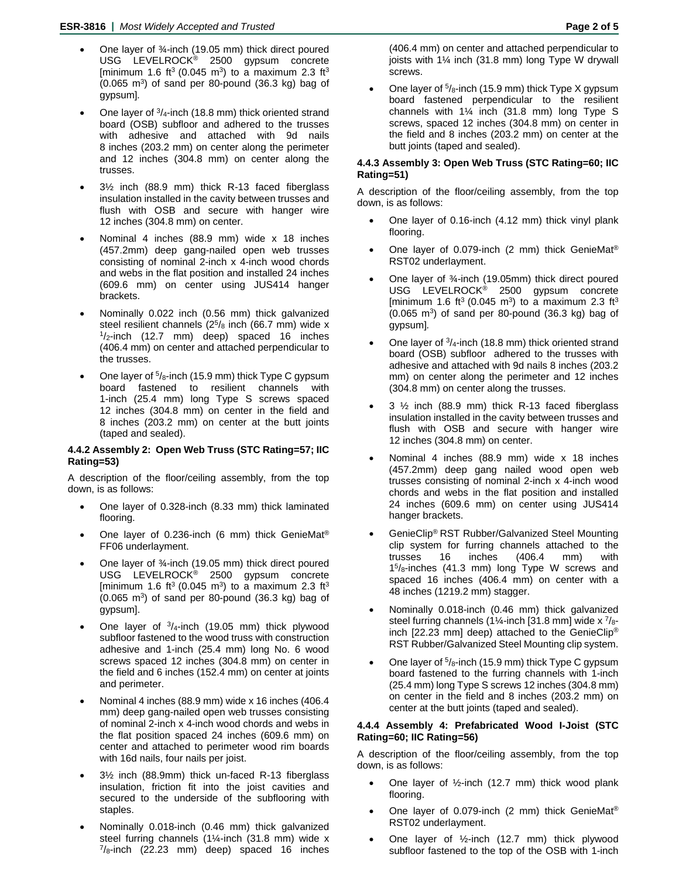- One layer of ¾-inch (19.05 mm) thick direct poured USG LEVELROCK® 2500 gypsum concrete [minimum 1.6 $ft^3$ (0.045 $m^3$) to a maximum 2.3 $ft^3$ (0.065 $m^3$) of sand per 80-pound (36.3 kg) bag of gypsum].
- One layer of 3/4-inch (18.8 mm) thick oriented strand board (OSB) subfloor and adhered to the trusses with adhesive and attached with 9d nails 8 inches (203.2 mm) on center along the perimeter and 12 inches (304.8 mm) on center along the trusses.
- 3½ inch (88.9 mm) thick R-13 faced fiberglass insulation installed in the cavity between trusses and flush with OSB and secure with hanger wire 12 inches (304.8 mm) on center.
- Nominal 4 inches (88.9 mm) wide x 18 inches (457.2mm) deep gang-nailed open web trusses consisting of nominal 2-inch x 4-inch wood chords and webs in the flat position and installed 24 inches (609.6 mm) on center using JUS414 hanger brackets.
- Nominally 0.022 inch (0.56 mm) thick galvanized steel resilient channels (2⁵/₈ inch (66.7 mm) wide x 1/2-inch (12.7 mm) deep) spaced 16 inches (406.4 mm) on center and attached perpendicular to the trusses.
- One layer of 5/8-inch (15.9 mm) thick Type C gypsum board fastened to resilient channels with 1-inch (25.4 mm) long Type S screws spaced 12 inches (304.8 mm) on center in the field and 8 inches (203.2 mm) on center at the butt joints (taped and sealed).

#### 4.4.2 Assembly 2: Open Web Truss (STC Rating=57; IIC Rating=53)

A description of the floor/ceiling assembly, from the top down, is as follows:

- One layer of 0.328-inch (8.33 mm) thick laminated flooring.
- One layer of 0.236-inch (6 mm) thick GenieMat® FF06 underlayment.
- One layer of ¾-inch (19.05 mm) thick direct poured USG LEVELROCK® 2500 gypsum concrete [minimum 1.6 $ft^3$ (0.045 $m^3$) to a maximum 2.3 $ft^3$ (0.065 $m^3$) of sand per 80-pound (36.3 kg) bag of gypsum].
- One layer of 3/4-inch (19.05 mm) thick plywood subfloor fastened to the wood truss with construction adhesive and 1-inch (25.4 mm) long No. 6 wood screws spaced 12 inches (304.8 mm) on center in the field and 6 inches (152.4 mm) on center at joints and perimeter.
- Nominal 4 inches (88.9 mm) wide x 16 inches (406.4 mm) deep gang-nailed open web trusses consisting of nominal 2-inch x 4-inch wood chords and webs in the flat position spaced 24 inches (609.6 mm) on center and attached to perimeter wood rim boards with 16d nails, four nails per joist.
- 3½ inch (88.9mm) thick un-faced R-13 fiberglass insulation, friction fit into the joist cavities and secured to the underside of the subflooring with staples.
- Nominally 0.018-inch (0.46 mm) thick galvanized steel furring channels (1¼-inch (31.8 mm) wide x 7/8-inch (22.23 mm) deep) spaced 16 inches (406.4 mm) on center and attached perpendicular to joists with 1¼ inch (31.8 mm) long Type W drywall screws.
- One layer of 5/8-inch (15.9 mm) thick Type X gypsum board fastened perpendicular to the resilient channels with 1¼ inch (31.8 mm) long Type S screws, spaced 12 inches (304.8 mm) on center in the field and 8 inches (203.2 mm) on center at the butt joints (taped and sealed).

#### 4.4.3 Assembly 3: Open Web Truss (STC Rating=60; IIC Rating=51)

A description of the floor/ceiling assembly, from the top down, is as follows:

- One layer of 0.16-inch (4.12 mm) thick vinyl plank flooring.
- One layer of 0.079-inch (2 mm) thick GenieMat® RST02 underlayment.
- One layer of ¾-inch (19.05mm) thick direct poured USG LEVELROCK® 2500 gypsum concrete [minimum 1.6 $ft^3$ (0.045 $m^3$) to a maximum 2.3 $ft^3$ (0.065 $m^3$) of sand per 80-pound (36.3 kg) bag of gypsum].
- One layer of 3/4-inch (18.8 mm) thick oriented strand board (OSB) subfloor adhered to the trusses with adhesive and attached with 9d nails 8 inches (203.2 mm) on center along the perimeter and 12 inches (304.8 mm) on center along the trusses.
- 3 ½ inch (88.9 mm) thick R-13 faced fiberglass insulation installed in the cavity between trusses and flush with OSB and secure with hanger wire 12 inches (304.8 mm) on center.
- Nominal 4 inches (88.9 mm) wide x 18 inches (457.2mm) deep gang nailed wood open web trusses consisting of nominal 2-inch x 4-inch wood chords and webs in the flat position and installed 24 inches (609.6 mm) on center using JUS414 hanger brackets.
- GenieClip® RST Rubber/Galvanized Steel Mounting clip system for furring channels attached to the trusses 16 inches (406.4 mm) with 1⁵/₈-inches (41.3 mm) long Type W screws and spaced 16 inches (406.4 mm) on center with a 48 inches (1219.2 mm) stagger.
- Nominally 0.018-inch (0.46 mm) thick galvanized steel furring channels (1¼-inch [31.8 mm] wide x 7/8-inch [22.23 mm] deep) attached to the GenieClip® RST Rubber/Galvanized Steel Mounting clip system.
- One layer of 5/8-inch (15.9 mm) thick Type C gypsum board fastened to the furring channels with 1-inch (25.4 mm) long Type S screws 12 inches (304.8 mm) on center in the field and 8 inches (203.2 mm) on center at the butt joints (taped and sealed).

#### 4.4.4 Assembly 4: Prefabricated Wood I-Joist (STC Rating=60; IIC Rating=56)

A description of the floor/ceiling assembly, from the top down, is as follows:

- One layer of ½-inch (12.7 mm) thick wood plank flooring.
- One layer of 0.079-inch (2 mm) thick GenieMat® RST02 underlayment.
- One layer of ½-inch (12.7 mm) thick plywood subfloor fastened to the top of the OSB with 1-inch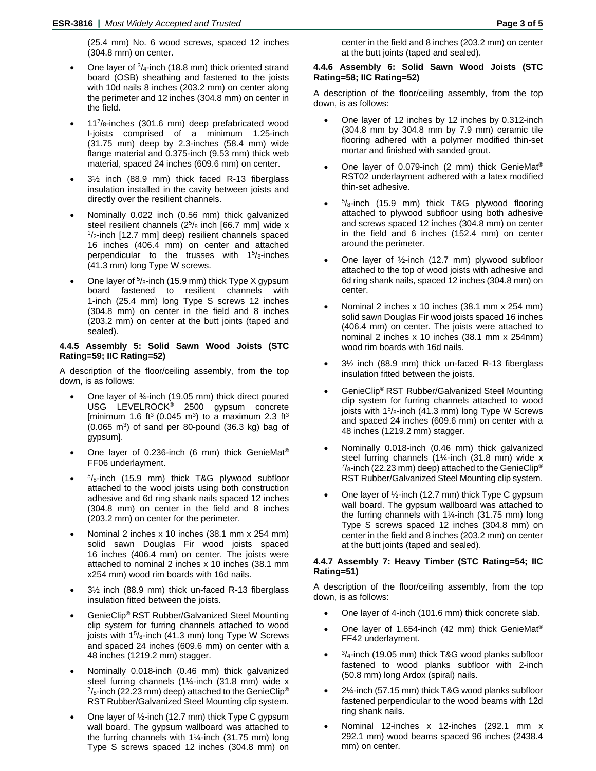(25.4 mm) No. 6 wood screws, spaced 12 inches (304.8 mm) on center.

- One layer of $^3/_4$-inch (18.8 mm) thick oriented strand board (OSB) sheathing and fastened to the joists with 10d nails 8 inches (203.2 mm) on center along the perimeter and 12 inches (304.8 mm) on center in the field.
- $11^7/_8$-inches (301.6 mm) deep prefabricated wood I-joists comprised of a minimum 1.25-inch (31.75 mm) deep by 2.3-inches (58.4 mm) wide flange material and 0.375-inch (9.53 mm) thick web material, spaced 24 inches (609.6 mm) on center.
- 3½ inch (88.9 mm) thick faced R-13 fiberglass insulation installed in the cavity between joists and directly over the resilient channels.
- Nominally 0.022 inch (0.56 mm) thick galvanized steel resilient channels ($2^5/_8$ inch [66.7 mm] wide x $^1/_2$-inch [12.7 mm] deep) resilient channels spaced 16 inches (406.4 mm) on center and attached perpendicular to the trusses with $1^5/_8$-inches (41.3 mm) long Type W screws.
- One layer of $^5/_8$-inch (15.9 mm) thick Type X gypsum board fastened to resilient channels with 1-inch (25.4 mm) long Type S screws 12 inches (304.8 mm) on center in the field and 8 inches (203.2 mm) on center at the butt joints (taped and sealed).

#### 4.4.5 Assembly 5: Solid Sawn Wood Joists (STC Rating=59; IIC Rating=52)

A description of the floor/ceiling assembly, from the top down, is as follows:

- One layer of ¾-inch (19.05 mm) thick direct poured USG LEVELROCK® 2500 gypsum concrete [minimum 1.6 $ft^3$ (0.045 $m^3$) to a maximum 2.3 $ft^3$ (0.065 $m^3$) of sand per 80-pound (36.3 kg) bag of gypsum].
- One layer of 0.236-inch (6 mm) thick GenieMat® FF06 underlayment.
- $^5/_8$-inch (15.9 mm) thick T&G plywood subfloor attached to the wood joists using both construction adhesive and 6d ring shank nails spaced 12 inches (304.8 mm) on center in the field and 8 inches (203.2 mm) on center for the perimeter.
- Nominal 2 inches x 10 inches (38.1 mm x 254 mm) solid sawn Douglas Fir wood joists spaced 16 inches (406.4 mm) on center. The joists were attached to nominal 2 inches x 10 inches (38.1 mm x254 mm) wood rim boards with 16d nails.
- 3½ inch (88.9 mm) thick un-faced R-13 fiberglass insulation fitted between the joists.
- GenieClip® RST Rubber/Galvanized Steel Mounting clip system for furring channels attached to wood joists with $1^5/_8$-inch (41.3 mm) long Type W Screws and spaced 24 inches (609.6 mm) on center with a 48 inches (1219.2 mm) stagger.
- Nominally 0.018-inch (0.46 mm) thick galvanized steel furring channels (1¼-inch (31.8 mm) wide x $^7/_8$-inch (22.23 mm) deep) attached to the GenieClip® RST Rubber/Galvanized Steel Mounting clip system.
- One layer of ½-inch (12.7 mm) thick Type C gypsum wall board. The gypsum wallboard was attached to the furring channels with 1¼-inch (31.75 mm) long Type S screws spaced 12 inches (304.8 mm) on center in the field and 8 inches (203.2 mm) on center at the butt joints (taped and sealed).

#### 4.4.6 Assembly 6: Solid Sawn Wood Joists (STC Rating=58; IIC Rating=52)

A description of the floor/ceiling assembly, from the top down, is as follows:

- One layer of 12 inches by 12 inches by 0.312-inch (304.8 mm by 304.8 mm by 7.9 mm) ceramic tile flooring adhered with a polymer modified thin-set mortar and finished with sanded grout.
- One layer of 0.079-inch (2 mm) thick GenieMat® RST02 underlayment adhered with a latex modified thin-set adhesive.
- $^5/_8$-inch (15.9 mm) thick T&G plywood flooring attached to plywood subfloor using both adhesive and screws spaced 12 inches (304.8 mm) on center in the field and 6 inches (152.4 mm) on center around the perimeter.
- One layer of ½-inch (12.7 mm) plywood subfloor attached to the top of wood joists with adhesive and 6d ring shank nails, spaced 12 inches (304.8 mm) on center.
- Nominal 2 inches x 10 inches (38.1 mm x 254 mm) solid sawn Douglas Fir wood joists spaced 16 inches (406.4 mm) on center. The joists were attached to nominal 2 inches x 10 inches (38.1 mm x 254mm) wood rim boards with 16d nails.
- 3½ inch (88.9 mm) thick un-faced R-13 fiberglass insulation fitted between the joists.
- GenieClip® RST Rubber/Galvanized Steel Mounting clip system for furring channels attached to wood joists with $1^5/_8$-inch (41.3 mm) long Type W Screws and spaced 24 inches (609.6 mm) on center with a 48 inches (1219.2 mm) stagger.
- Nominally 0.018-inch (0.46 mm) thick galvanized steel furring channels (1¼-inch (31.8 mm) wide x $^7/_8$-inch (22.23 mm) deep) attached to the GenieClip® RST Rubber/Galvanized Steel Mounting clip system.
- One layer of ½-inch (12.7 mm) thick Type C gypsum wall board. The gypsum wallboard was attached to the furring channels with 1¼-inch (31.75 mm) long Type S screws spaced 12 inches (304.8 mm) on center in the field and 8 inches (203.2 mm) on center at the butt joints (taped and sealed).

#### 4.4.7 Assembly 7: Heavy Timber (STC Rating=54; IIC Rating=51)

A description of the floor/ceiling assembly, from the top down, is as follows:

- One layer of 4-inch (101.6 mm) thick concrete slab.
- One layer of 1.654-inch (42 mm) thick GenieMat® FF42 underlayment.
- $^3/_4$-inch (19.05 mm) thick T&G wood planks subfloor fastened to wood planks subfloor with 2-inch (50.8 mm) long Ardox (spiral) nails.
- 2¼-inch (57.15 mm) thick T&G wood planks subfloor fastened perpendicular to the wood beams with 12d ring shank nails.
- Nominal 12-inches x 12-inches (292.1 mm x 292.1 mm) wood beams spaced 96 inches (2438.4 mm) on center.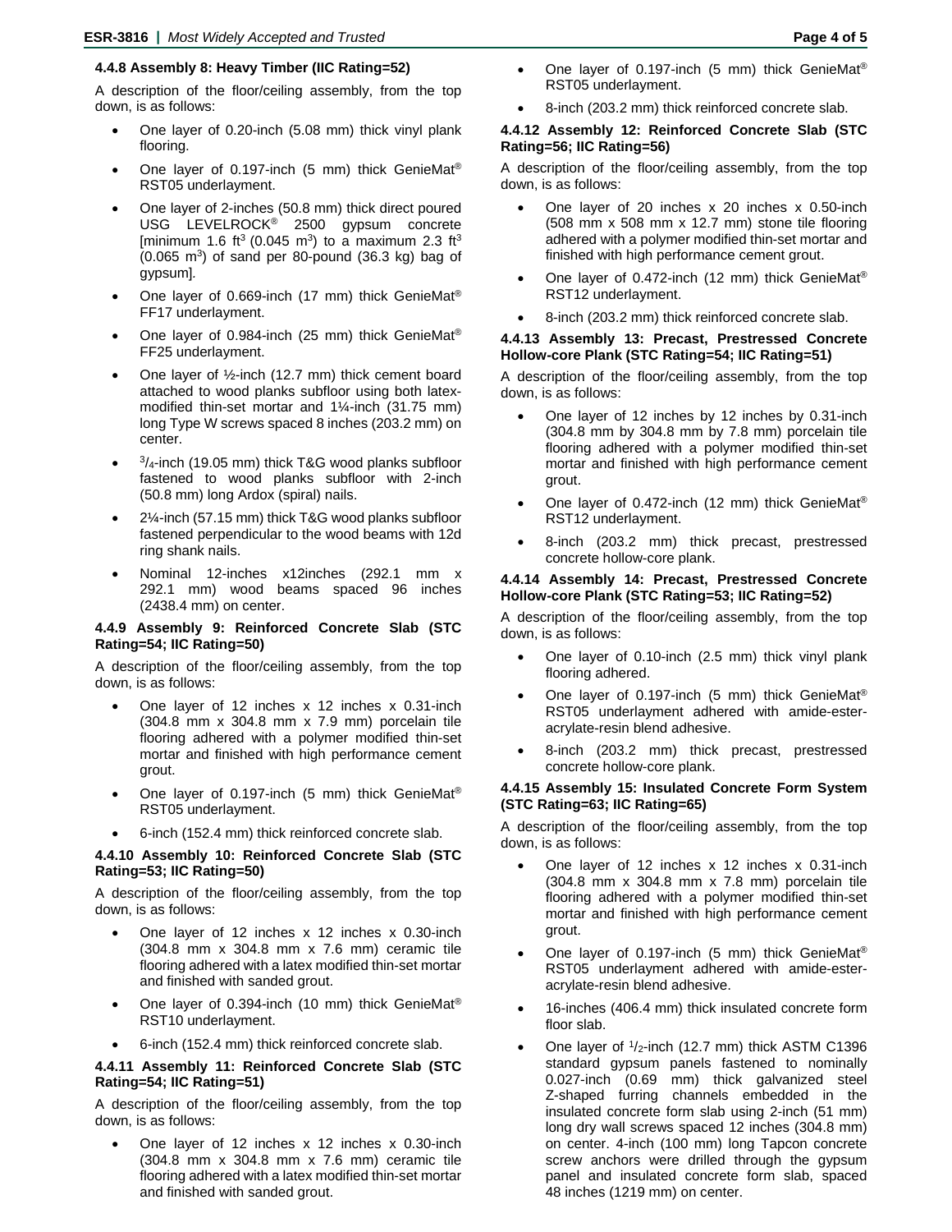#### 4.4.8 Assembly 8: Heavy Timber (IIC Rating=52)

A description of the floor/ceiling assembly, from the top down, is as follows:

- One layer of 0.20-inch (5.08 mm) thick vinyl plank flooring.
- One layer of 0.197-inch (5 mm) thick GenieMat® RST05 underlayment.
- One layer of 2-inches (50.8 mm) thick direct poured USG LEVELROCK® 2500 gypsum concrete [minimum 1.6 $ft^3$ (0.045 $m^3$) to a maximum 2.3 $ft^3$ (0.065 $m^3$) of sand per 80-pound (36.3 kg) bag of gypsum].
- One layer of 0.669-inch (17 mm) thick GenieMat® FF17 underlayment.
- One layer of 0.984-inch (25 mm) thick GenieMat® FF25 underlayment.
- One layer of ½-inch (12.7 mm) thick cement board attached to wood planks subfloor using both latex-modified thin-set mortar and 1¼-inch (31.75 mm) long Type W screws spaced 8 inches (203.2 mm) on center.
- $^3/_4$-inch (19.05 mm) thick T&G wood planks subfloor fastened to wood planks subfloor with 2-inch (50.8 mm) long Ardox (spiral) nails.
- 2¼-inch (57.15 mm) thick T&G wood planks subfloor fastened perpendicular to the wood beams with 12d ring shank nails.
- Nominal 12-inches x12inches (292.1 mm x 292.1 mm) wood beams spaced 96 inches (2438.4 mm) on center.

#### 4.4.9 Assembly 9: Reinforced Concrete Slab (STC Rating=54; IIC Rating=50)

A description of the floor/ceiling assembly, from the top down, is as follows:

- One layer of 12 inches x 12 inches x 0.31-inch (304.8 mm x 304.8 mm x 7.9 mm) porcelain tile flooring adhered with a polymer modified thin-set mortar and finished with high performance cement grout.
- One layer of 0.197-inch (5 mm) thick GenieMat® RST05 underlayment.
- 6-inch (152.4 mm) thick reinforced concrete slab.

#### 4.4.10 Assembly 10: Reinforced Concrete Slab (STC Rating=53; IIC Rating=50)

A description of the floor/ceiling assembly, from the top down, is as follows:

- One layer of 12 inches x 12 inches x 0.30-inch (304.8 mm x 304.8 mm x 7.6 mm) ceramic tile flooring adhered with a latex modified thin-set mortar and finished with sanded grout.
- One layer of 0.394-inch (10 mm) thick GenieMat® RST10 underlayment.
- 6-inch (152.4 mm) thick reinforced concrete slab.

#### 4.4.11 Assembly 11: Reinforced Concrete Slab (STC Rating=54; IIC Rating=51)

A description of the floor/ceiling assembly, from the top down, is as follows:

- One layer of 12 inches x 12 inches x 0.30-inch (304.8 mm x 304.8 mm x 7.6 mm) ceramic tile flooring adhered with a latex modified thin-set mortar and finished with sanded grout.
- One layer of 0.197-inch (5 mm) thick GenieMat® RST05 underlayment.
- 8-inch (203.2 mm) thick reinforced concrete slab.

#### 4.4.12 Assembly 12: Reinforced Concrete Slab (STC Rating=56; IIC Rating=56)

A description of the floor/ceiling assembly, from the top down, is as follows:

- One layer of 20 inches x 20 inches x 0.50-inch (508 mm x 508 mm x 12.7 mm) stone tile flooring adhered with a polymer modified thin-set mortar and finished with high performance cement grout.
- One layer of 0.472-inch (12 mm) thick GenieMat® RST12 underlayment.
- 8-inch (203.2 mm) thick reinforced concrete slab.

#### 4.4.13 Assembly 13: Precast, Prestressed Concrete Hollow-core Plank (STC Rating=54; IIC Rating=51)

A description of the floor/ceiling assembly, from the top down, is as follows:

- One layer of 12 inches by 12 inches by 0.31-inch (304.8 mm by 304.8 mm by 7.8 mm) porcelain tile flooring adhered with a polymer modified thin-set mortar and finished with high performance cement grout.
- One layer of 0.472-inch (12 mm) thick GenieMat® RST12 underlayment.
- 8-inch (203.2 mm) thick precast, prestressed concrete hollow-core plank.

#### 4.4.14 Assembly 14: Precast, Prestressed Concrete Hollow-core Plank (STC Rating=53; IIC Rating=52)

A description of the floor/ceiling assembly, from the top down, is as follows:

- One layer of 0.10-inch (2.5 mm) thick vinyl plank flooring adhered.
- One layer of 0.197-inch (5 mm) thick GenieMat® RST05 underlayment adhered with amide-ester-acrylate-resin blend adhesive.
- 8-inch (203.2 mm) thick precast, prestressed concrete hollow-core plank.

#### 4.4.15 Assembly 15: Insulated Concrete Form System (STC Rating=63; IIC Rating=65)

A description of the floor/ceiling assembly, from the top down, is as follows:

- One layer of 12 inches x 12 inches x 0.31-inch (304.8 mm x 304.8 mm x 7.8 mm) porcelain tile flooring adhered with a polymer modified thin-set mortar and finished with high performance cement grout.
- One layer of 0.197-inch (5 mm) thick GenieMat® RST05 underlayment adhered with amide-ester-acrylate-resin blend adhesive.
- 16-inches (406.4 mm) thick insulated concrete form floor slab.
- One layer of $^1/_2$-inch (12.7 mm) thick ASTM C1396 standard gypsum panels fastened to nominally 0.027-inch (0.69 mm) thick galvanized steel Z-shaped furring channels embedded in the insulated concrete form slab using 2-inch (51 mm) long dry wall screws spaced 12 inches (304.8 mm) on center. 4-inch (100 mm) long Tapcon concrete screw anchors were drilled through the gypsum panel and insulated concrete form slab, spaced 48 inches (1219 mm) on center.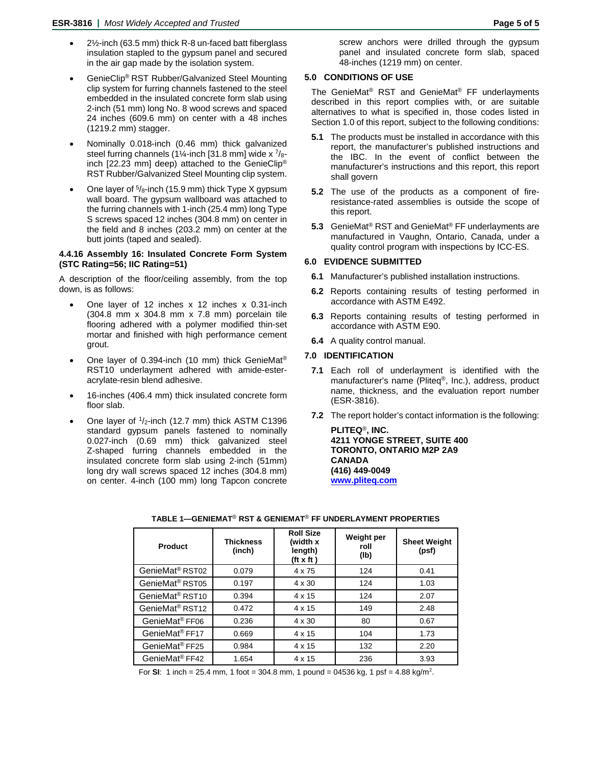- 2½-inch (63.5 mm) thick R-8 un-faced batt fiberglass insulation stapled to the gypsum panel and secured in the air gap made by the isolation system.
- GenieClip® RST Rubber/Galvanized Steel Mounting clip system for furring channels fastened to the steel embedded in the insulated concrete form slab using 2-inch (51 mm) long No. 8 wood screws and spaced 24 inches (609.6 mm) on center with a 48 inches (1219.2 mm) stagger.
- Nominally 0.018-inch (0.46 mm) thick galvanized steel furring channels (1¼-inch [31.8 mm] wide x $^{7}/_{8}$-inch [22.23 mm] deep) attached to the GenieClip® RST Rubber/Galvanized Steel Mounting clip system.
- One layer of $^{5}/_{8}$-inch (15.9 mm) thick Type X gypsum wall board. The gypsum wallboard was attached to the furring channels with 1-inch (25.4 mm) long Type S screws spaced 12 inches (304.8 mm) on center in the field and 8 inches (203.2 mm) on center at the butt joints (taped and sealed).

#### 4.4.16 Assembly 16: Insulated Concrete Form System (STC Rating=56; IIC Rating=51)

A description of the floor/ceiling assembly, from the top down, is as follows:

- One layer of 12 inches x 12 inches x 0.31-inch (304.8 mm x 304.8 mm x 7.8 mm) porcelain tile flooring adhered with a polymer modified thin-set mortar and finished with high performance cement grout.
- One layer of 0.394-inch (10 mm) thick GenieMat® RST10 underlayment adhered with amide-ester-acrylate-resin blend adhesive.
- 16-inches (406.4 mm) thick insulated concrete form floor slab.
- One layer of $^{1}/_{2}$-inch (12.7 mm) thick ASTM C1396 standard gypsum panels fastened to nominally 0.027-inch (0.69 mm) thick galvanized steel Z-shaped furring channels embedded in the insulated concrete form slab using 2-inch (51mm) long dry wall screws spaced 12 inches (304.8 mm) on center. 4-inch (100 mm) long Tapcon concrete screw anchors were drilled through the gypsum panel and insulated concrete form slab, spaced 48-inches (1219 mm) on center.

## 5.0 CONDITIONS OF USE

The GenieMat® RST and GenieMat® FF underlayments described in this report complies with, or are suitable alternatives to what is specified in, those codes listed in Section 1.0 of this report, subject to the following conditions:

**5.1** The products must be installed in accordance with this report, the manufacturer's published instructions and the IBC. In the event of conflict between the manufacturer's instructions and this report, this report shall govern

**5.2** The use of the products as a component of fire-resistance-rated assemblies is outside the scope of this report.

**5.3** GenieMat® RST and GenieMat® FF underlayments are manufactured in Vaughn, Ontario, Canada, under a quality control program with inspections by ICC-ES.

## 6.0 EVIDENCE SUBMITTED

**6.1** Manufacturer's published installation instructions.

**6.2** Reports containing results of testing performed in accordance with ASTM E492.

**6.3** Reports containing results of testing performed in accordance with ASTM E90.

**6.4** A quality control manual.

## 7.0 IDENTIFICATION

**7.1** Each roll of underlayment is identified with the manufacturer's name (Pliteq®, Inc.), address, product name, thickness, and the evaluation report number (ESR-3816).

**7.2** The report holder's contact information is the following:

**PLITEQ®, INC.**
**4211 YONGE STREET, SUITE 400**
**TORONTO, ONTARIO M2P 2A9**
**CANADA**
**(416) 449-0049**
**www.pliteq.com**

**TABLE 1—GENIEMAT® RST & GENIEMAT® FF UNDERLAYMENT PROPERTIES**

| Product | Thickness (inch) | Roll Size (width x length) (ft x ft ) | Weight per roll (lb) | Sheet Weight (psf) |
|---|---|---|---|---|
| GenieMat® RST02 | 0.079 | 4 x 75 | 124 | 0.41 |
| GenieMat® RST05 | 0.197 | 4 x 30 | 124 | 1.03 |
| GenieMat® RST10 | 0.394 | 4 x 15 | 124 | 2.07 |
| GenieMat® RST12 | 0.472 | 4 x 15 | 149 | 2.48 |
| GenieMat® FF06 | 0.236 | 4 x 30 | 80 | 0.67 |
| GenieMat® FF17 | 0.669 | 4 x 15 | 104 | 1.73 |
| GenieMat® FF25 | 0.984 | 4 x 15 | 132 | 2.20 |
| GenieMat® FF42 | 1.654 | 4 x 15 | 236 | 3.93 |

For **SI**: 1 inch = 25.4 mm, 1 foot = 304.8 mm, 1 pound = 04536 kg, 1 psf = 4.88 kg/m$^2$.